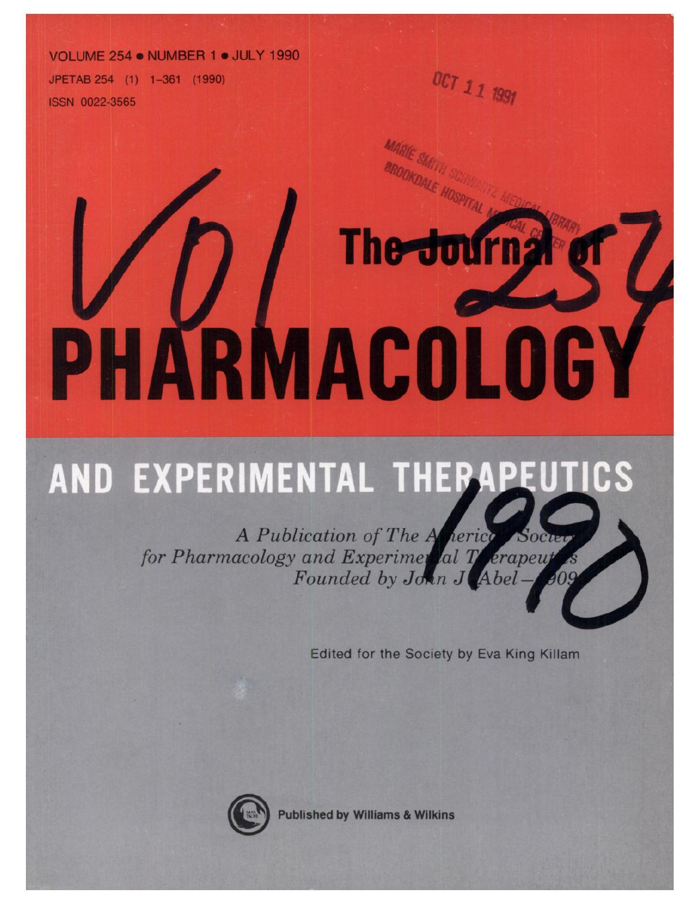VOLUME 254 • NUMBER 1 • JULY 1990

JPETAB 254 (1) 1–361 (1990)

ISSN 0022-3565

OCT 11 1991

MARIE SMITH SCHWARTZ MEDICAL LIBRARY
BROOKDALE HOSPITAL MEDICAL CENTER

Vol 254

# The Journal of PHARMACOLOGY AND EXPERIMENTAL THERAPEUTICS

1990

*A Publication of The American Society for Pharmacology and Experimental Therapeutics*
*Founded by John J. Abel—1909*

Edited for the Society by Eva King Killam

Published by Williams & Wilkins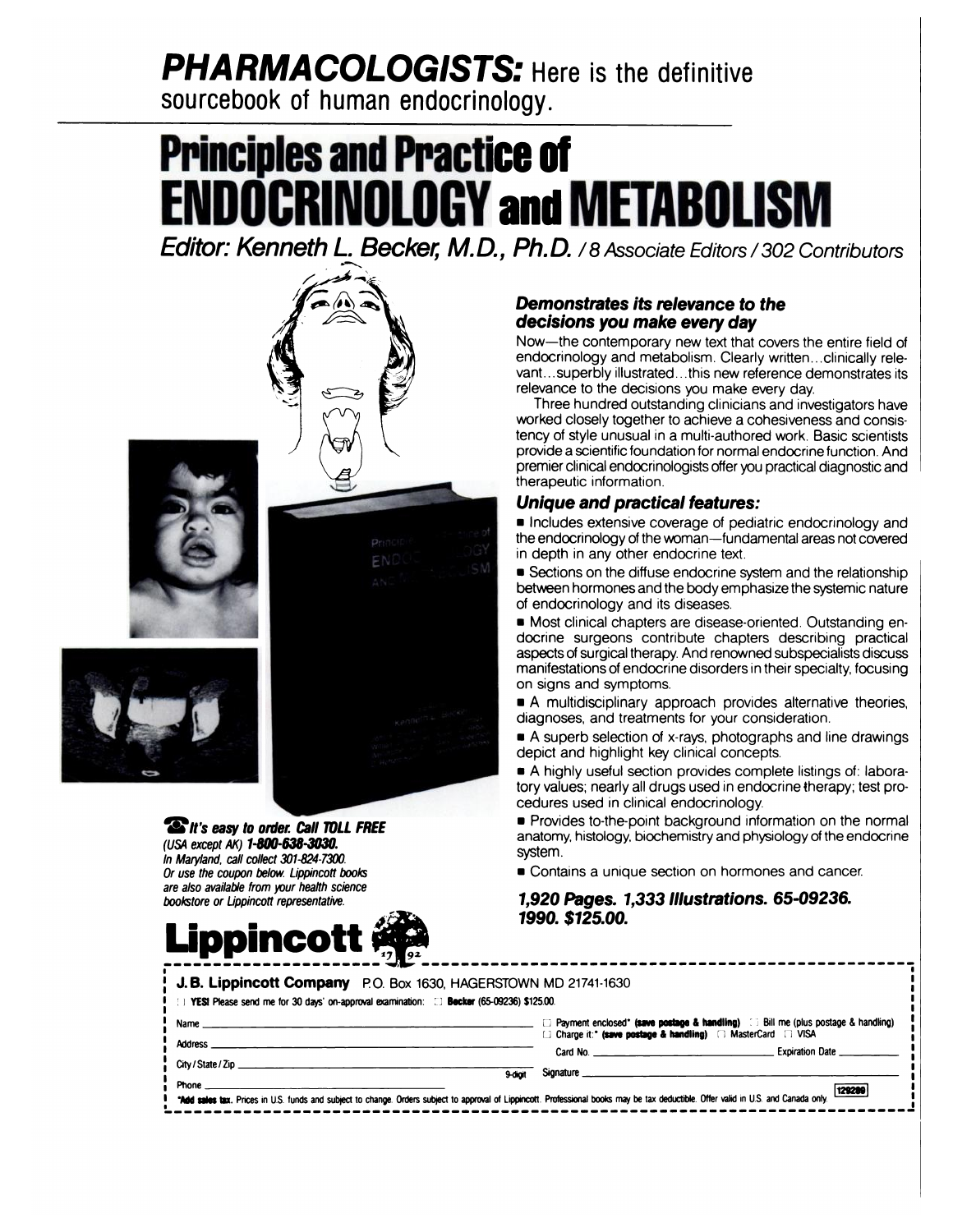**PHARMACOLOGISTS:** Here is the definitive sourcebook of human endocrinology.

# Principles and Practice of ENDOCRINOLOGY and METABOLISM

*Editor: Kenneth L. Becker, M.D., Ph.D. / 8 Associate Editors / 302 Contributors*

### *Demonstrates its relevance to the decisions you make every day*

Now—the contemporary new text that covers the entire field of endocrinology and metabolism. Clearly written...clinically relevant...superbly illustrated...this new reference demonstrates its relevance to the decisions you make every day.

Three hundred outstanding clinicians and investigators have worked closely together to achieve a cohesiveness and consistency of style unusual in a multi-authored work. Basic scientists provide a scientific foundation for normal endocrine function. And premier clinical endocrinologists offer you practical diagnostic and therapeutic information.

### *Unique and practical features:*

- Includes extensive coverage of pediatric endocrinology and the endocrinology of the woman—fundamental areas not covered in depth in any other endocrine text.
- Sections on the diffuse endocrine system and the relationship between hormones and the body emphasize the systemic nature of endocrinology and its diseases.
- Most clinical chapters are disease-oriented. Outstanding endocrine surgeons contribute chapters describing practical aspects of surgical therapy. And renowned subspecialists discuss manifestations of endocrine disorders in their specialty, focusing on signs and symptoms.
- A multidisciplinary approach provides alternative theories, diagnoses, and treatments for your consideration.
- A superb selection of x-rays, photographs and line drawings depict and highlight key clinical concepts.
- A highly useful section provides complete listings of: laboratory values; nearly all drugs used in endocrine therapy; test procedures used in clinical endocrinology.
- Provides to-the-point background information on the normal anatomy, histology, biochemistry and physiology of the endocrine system.
- Contains a unique section on hormones and cancer.

***1,920 Pages. 1,333 Illustrations. 65-09236. 1990. $125.00.***

***It's easy to order. Call TOLL FREE*** *(USA except AK)* ***1-800-638-3030.*** *In Maryland, call collect 301-824-7300. Or use the coupon below. Lippincott books are also available from your health science bookstore or Lippincott representative.*

**Lippincott**

---

**J. B. Lippincott Company** P.O. Box 1630, HAGERSTOWN MD 21741-1630

☐ **YES!** Please send me for 30 days' on-approval examination: ☐ **Becker** (65-09236) $125.00.

Name ______________________

Address ______________________

City / State / Zip ______________________ 9-digit

Phone ______________________

☐ Payment enclosed* **(save postage & handling)** ☐ Bill me (plus postage & handling)

☐ Charge it:* **(save postage & handling)** ☐ MasterCard ☐ VISA

Card No. ______________________ Expiration Date __________

Signature ______________________

***Add sales tax.** Prices in U.S. funds and subject to change. Orders subject to approval of Lippincott. Professional books may be tax deductible. Offer valid in U.S. and Canada only.

129289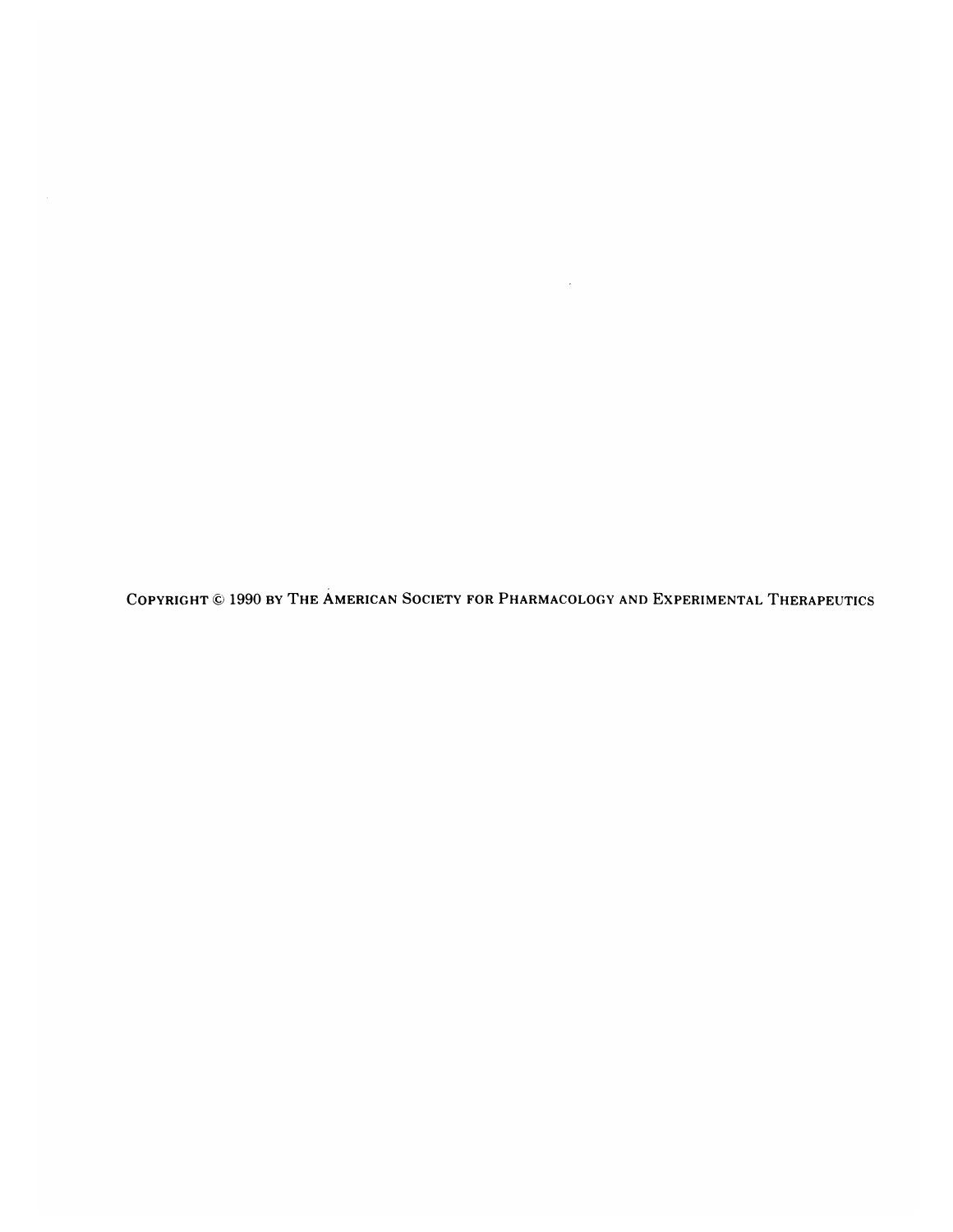COPYRIGHT © 1990 BY THE AMERICAN SOCIETY FOR PHARMACOLOGY AND EXPERIMENTAL THERAPEUTICS